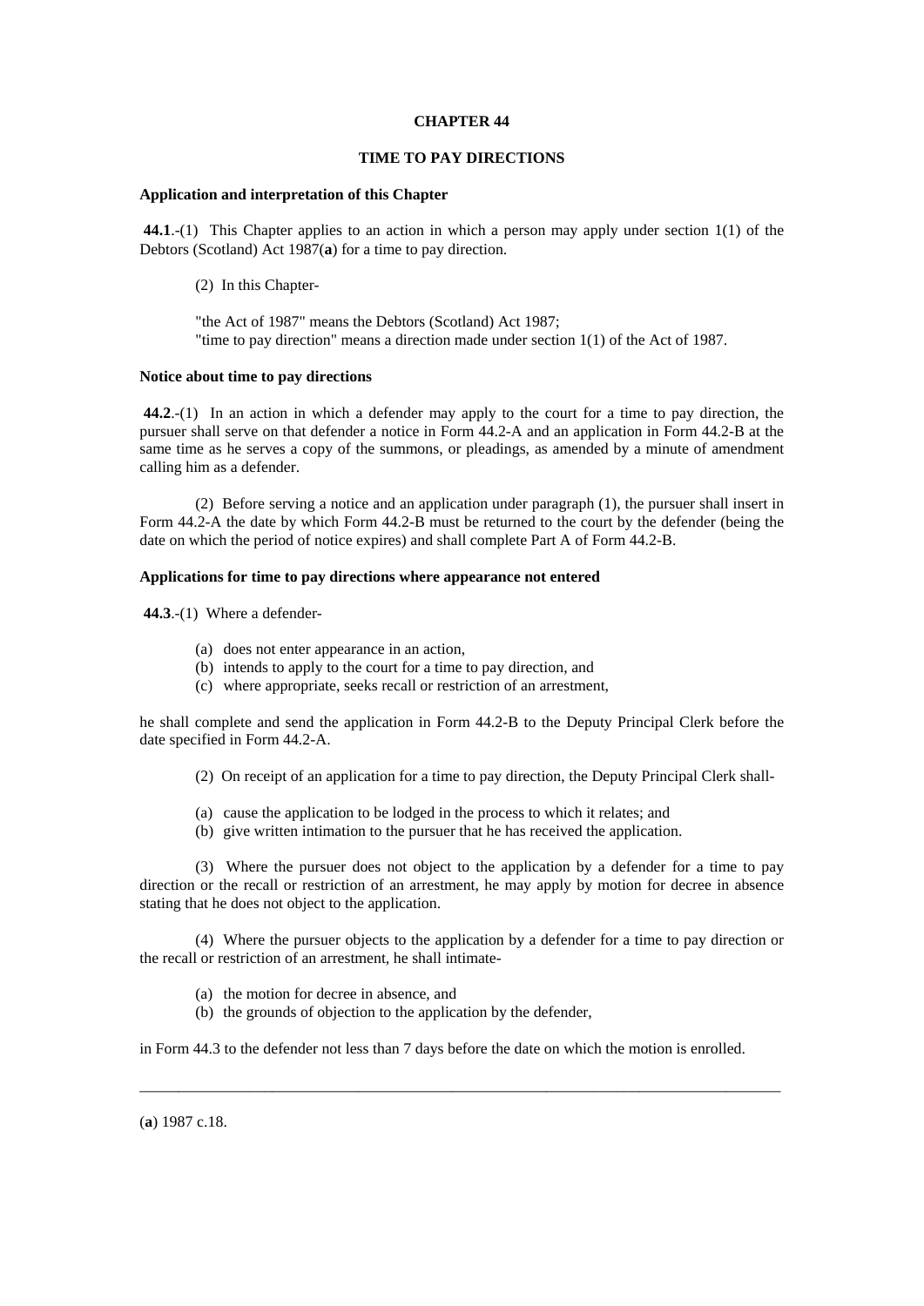# CHAPTER 44

## TIME TO PAY DIRECTIONS

### Application and interpretation of this Chapter

**44.1**.-(1) This Chapter applies to an action in which a person may apply under section 1(1) of the Debtors (Scotland) Act 1987(**a**) for a time to pay direction.

(2) In this Chapter-

"the Act of 1987" means the Debtors (Scotland) Act 1987;
"time to pay direction" means a direction made under section 1(1) of the Act of 1987.

### Notice about time to pay directions

**44.2**.-(1) In an action in which a defender may apply to the court for a time to pay direction, the pursuer shall serve on that defender a notice in Form 44.2-A and an application in Form 44.2-B at the same time as he serves a copy of the summons, or pleadings, as amended by a minute of amendment calling him as a defender.

(2) Before serving a notice and an application under paragraph (1), the pursuer shall insert in Form 44.2-A the date by which Form 44.2-B must be returned to the court by the defender (being the date on which the period of notice expires) and shall complete Part A of Form 44.2-B.

### Applications for time to pay directions where appearance not entered

**44.3**.-(1) Where a defender-

(a) does not enter appearance in an action,
(b) intends to apply to the court for a time to pay direction, and
(c) where appropriate, seeks recall or restriction of an arrestment,

he shall complete and send the application in Form 44.2-B to the Deputy Principal Clerk before the date specified in Form 44.2-A.

(2) On receipt of an application for a time to pay direction, the Deputy Principal Clerk shall-

(a) cause the application to be lodged in the process to which it relates; and
(b) give written intimation to the pursuer that he has received the application.

(3) Where the pursuer does not object to the application by a defender for a time to pay direction or the recall or restriction of an arrestment, he may apply by motion for decree in absence stating that he does not object to the application.

(4) Where the pursuer objects to the application by a defender for a time to pay direction or the recall or restriction of an arrestment, he shall intimate-

(a) the motion for decree in absence, and
(b) the grounds of objection to the application by the defender,

in Form 44.3 to the defender not less than 7 days before the date on which the motion is enrolled.

---

(**a**) 1987 c.18.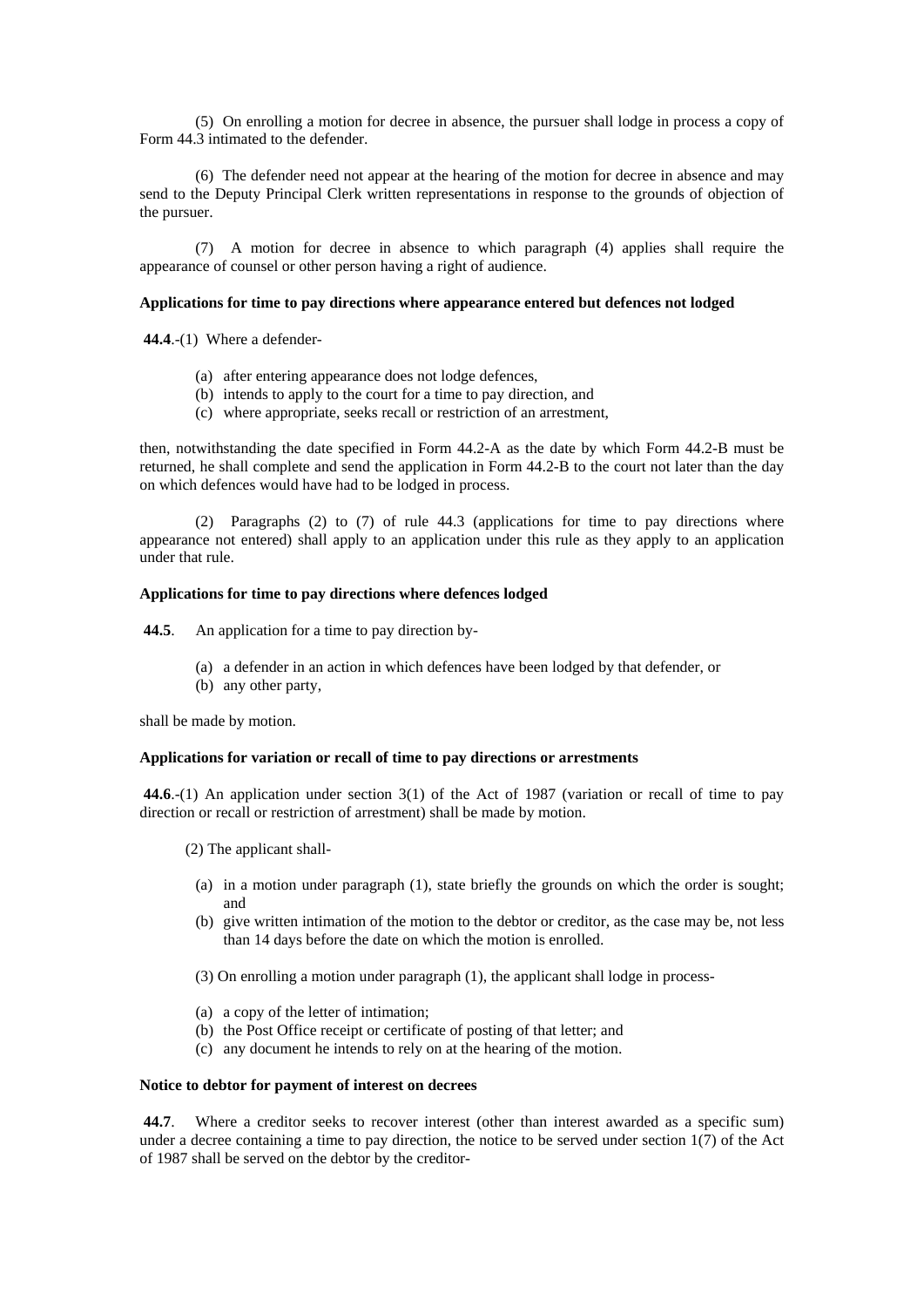(5) On enrolling a motion for decree in absence, the pursuer shall lodge in process a copy of Form 44.3 intimated to the defender.

(6) The defender need not appear at the hearing of the motion for decree in absence and may send to the Deputy Principal Clerk written representations in response to the grounds of objection of the pursuer.

(7) A motion for decree in absence to which paragraph (4) applies shall require the appearance of counsel or other person having a right of audience.

**Applications for time to pay directions where appearance entered but defences not lodged**

**44.4**.-(1) Where a defender-

(a) after entering appearance does not lodge defences,
(b) intends to apply to the court for a time to pay direction, and
(c) where appropriate, seeks recall or restriction of an arrestment,

then, notwithstanding the date specified in Form 44.2-A as the date by which Form 44.2-B must be returned, he shall complete and send the application in Form 44.2-B to the court not later than the day on which defences would have had to be lodged in process.

(2) Paragraphs (2) to (7) of rule 44.3 (applications for time to pay directions where appearance not entered) shall apply to an application under this rule as they apply to an application under that rule.

**Applications for time to pay directions where defences lodged**

**44.5**. An application for a time to pay direction by-

(a) a defender in an action in which defences have been lodged by that defender, or
(b) any other party,

shall be made by motion.

**Applications for variation or recall of time to pay directions or arrestments**

**44.6**.-(1) An application under section 3(1) of the Act of 1987 (variation or recall of time to pay direction or recall or restriction of arrestment) shall be made by motion.

(2) The applicant shall-

(a) in a motion under paragraph (1), state briefly the grounds on which the order is sought; and
(b) give written intimation of the motion to the debtor or creditor, as the case may be, not less than 14 days before the date on which the motion is enrolled.

(3) On enrolling a motion under paragraph (1), the applicant shall lodge in process-

(a) a copy of the letter of intimation;
(b) the Post Office receipt or certificate of posting of that letter; and
(c) any document he intends to rely on at the hearing of the motion.

**Notice to debtor for payment of interest on decrees**

**44.7**. Where a creditor seeks to recover interest (other than interest awarded as a specific sum) under a decree containing a time to pay direction, the notice to be served under section 1(7) of the Act of 1987 shall be served on the debtor by the creditor-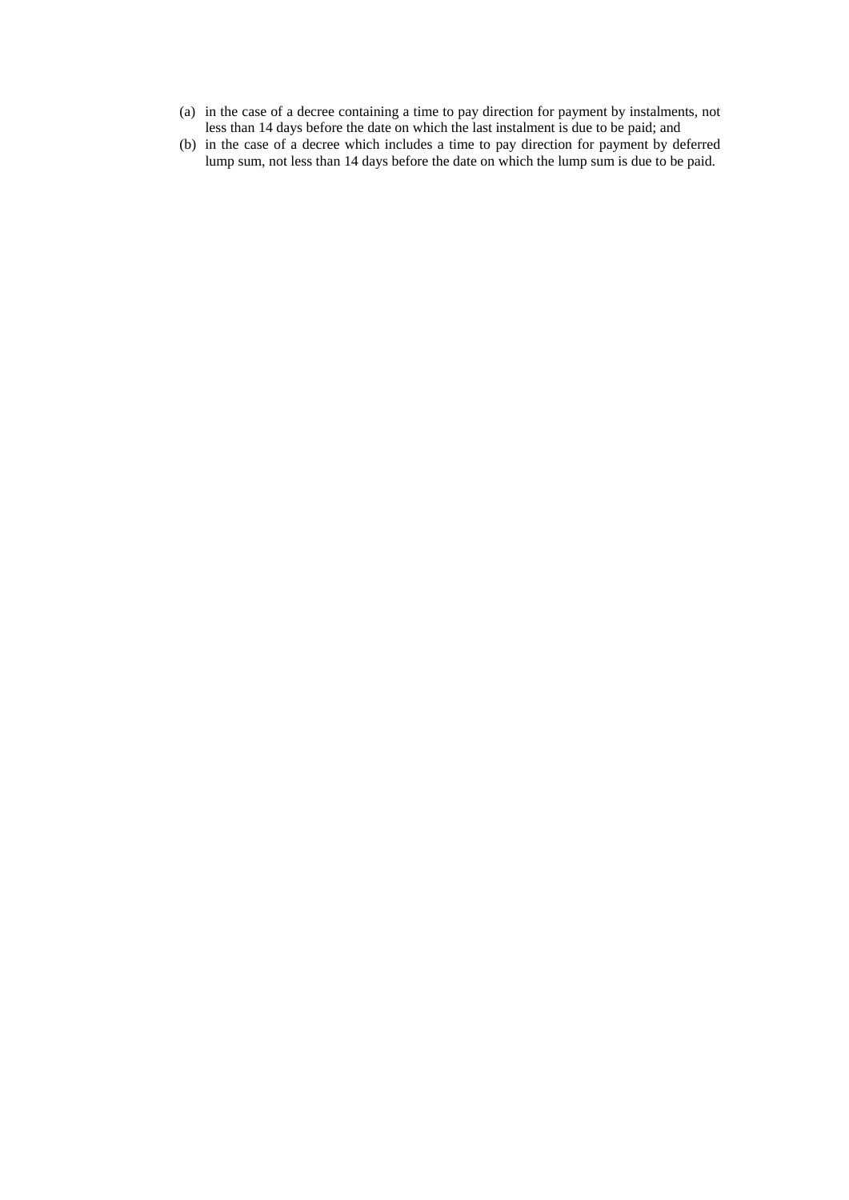(a) in the case of a decree containing a time to pay direction for payment by instalments, not less than 14 days before the date on which the last instalment is due to be paid; and

(b) in the case of a decree which includes a time to pay direction for payment by deferred lump sum, not less than 14 days before the date on which the lump sum is due to be paid.